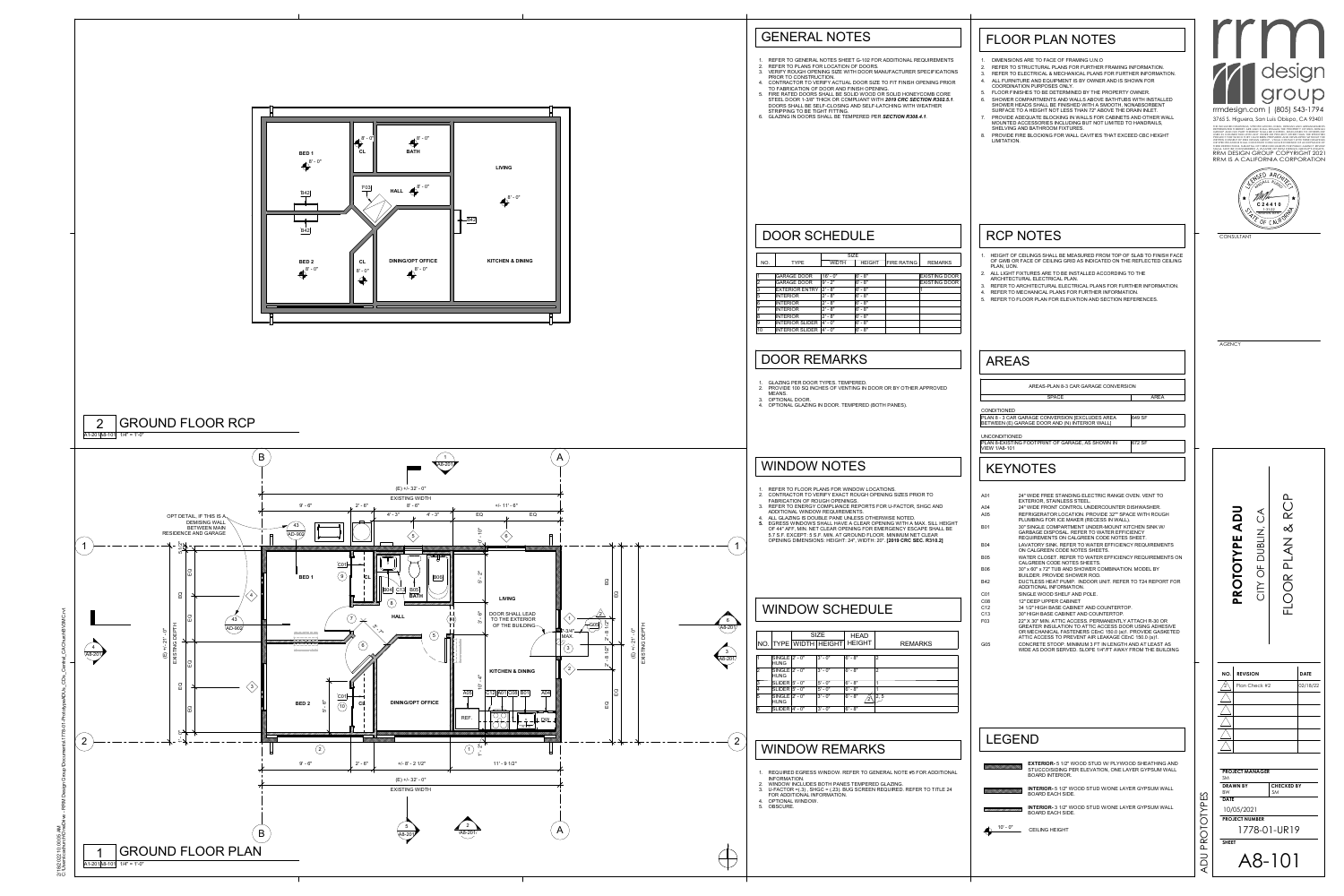## GENERAL NOTES

1. REFER TO GENERAL NOTES SHEET G-102 FOR ADDITIONAL REQUIREMENTS
2. REFER TO PLANS FOR LOCATION OF DOORS.
3. VERIFY ROUGH OPENING SIZE WITH DOOR MANUFACTURER SPECIFICATIONS PRIOR TO CONSTRUCTION.
4. CONTRACTOR TO VERIFY ACTUAL DOOR SIZE TO FIT FINISH OPENING PRIOR TO FABRICATION OF DOOR AND FINISH OPENING.
5. FIRE RATED DOORS SHALL BE SOLID WOOD OR SOLID HONEYCOMB CORE STEEL DOOR 1-3/8" THICK OR COMPLIANT WITH ***2019 CRC SECTION R302.5.1***. DOORS SHALL BE SELF-CLOSING AND SELF-LATCHING WITH WEATHER STRIPPING TO BE TIGHT FITTING.
6. GLAZING IN DOORS SHALL BE TEMPERED PER ***SECTION R308.4.1***.

## DOOR SCHEDULE

| NO. | TYPE | SIZE WIDTH | SIZE HEIGHT | FIRE RATING | REMARKS |
|---|---|---|---|---|---|
| 1 | GARAGE DOOR | 16' - 0" | 7' - 0" | | EXISTING DOOR |
| 2 | GARAGE DOOR | 9' - 2" | 7' - 0" | | EXISTING DOOR |
| 3 | EXTERIOR ENTRY | 2' - 8" | 6' - 8" | | 1 |
| 5 | INTERIOR | 2' - 8" | 6' - 8" | | |
| 6 | INTERIOR | 2' - 8" | 6' - 8" | | |
| 7 | INTERIOR | 2' - 8" | 6' - 8" | | |
| 8 | INTERIOR | 2' - 8" | 6' - 8" | | |
| 9 | INTERIOR SLIDER | 4' - 0" | 6' - 8" | | |
| 10 | INTERIOR SLIDER | 4' - 0" | 6' - 8" | | |

## DOOR REMARKS

1. GLAZING PER DOOR TYPES. TEMPERED.
2. PROVIDE 100 SQ INCHES OF VENTING IN DOOR OR BY OTHER APPROVED MEANS.
3. OPTIONAL DOOR.
4. OPTIONAL GLAZING IN DOOR. TEMPERED (BOTH PANES).

## WINDOW NOTES

1. REFER TO FLOOR PLANS FOR WINDOW LOCATIONS.
2. CONTRACTOR TO VERIFY EXACT ROUGH OPENING SIZES PRIOR TO FABRICATION OF ROUGH OPENINGS.
3. REFER TO ENERGY COMPLIANCE REPORTS FOR U-FACTOR, SHGC AND ADDITIONAL WINDOW REQUIREMENTS.
4. ALL GLAZING IS DOUBLE PANE UNLESS OTHERWISE NOTED.
5. EGRESS WINDOWS SHALL HAVE A CLEAR OPENING WITH A MAX. SILL HEIGHT OF 44" AFF, MIN. NET CLEAR OPENING FOR EMERGENCY ESCAPE SHALL BE 5.7 S.F. EXCEPT: 5 S.F. MIN. AT GROUND FLOOR. MINIMUM NET CLEAR OPENING DIMENSIONS: HEIGHT: 24", WIDTH: 20". **[2019 CRC SEC. R310.2]**

## WINDOW SCHEDULE

| NO. | TYPE | SIZE WIDTH | SIZE HEIGHT | HEAD HEIGHT | REMARKS |
|---|---|---|---|---|---|
| 1 | SINGLE HUNG | 2' - 0" | 3' - 0" | 6' - 8" | 2 |
| 2 | SINGLE HUNG | 2' - 0" | 3' - 0" | 6' - 8" | 2 |
| 3 | SLIDER | 5' - 0" | 5' - 0" | 6' - 8" | 1 |
| 4 | SLIDER | 5' - 0" | 5' - 0" | 6' - 8" | 1 |
| 5 | SINGLE HUNG | 2' - 0" | 3' - 0" | 6' - 8" | 2, 5 |
| 6 | SLIDER | 4' - 0" | 3' - 0" | 6' - 8" | |

## WINDOW REMARKS

1. REQUIRED EGRESS WINDOW. REFER TO GENERAL NOTE #5 FOR ADDITIONAL INFORMATION.
2. WINDOW INCLUDES BOTH PANES TEMPERED GLAZING.
3. U-FACTOR =(.3) , SHGC = (.23). BUG SCREEN REQUIRED. REFER TO TITLE 24 FOR ADDITIONAL INFORMATION.
4. OPTIONAL WINDOW.
5. OBSCURE.

## FLOOR PLAN NOTES

1. DIMENSIONS ARE TO FACE OF FRAMING U.N.O.
2. REFER TO STRUCTURAL PLANS FOR FURTHER FRAMING INFORMATION.
3. REFER TO ELECTRICAL & MECHANICAL PLANS FOR FURTHER INFORMATION.
4. ALL FURNITURE AND EQUIPMENT IS BY OWNER AND IS SHOWN FOR COORDINATION PURPOSES ONLY.
5. FLOOR FINISHES TO BE DETERMINED BY THE PROPERTY OWNER.
6. SHOWER COMPARTMENTS AND WALLS ABOVE BATHTUBS WITH INSTALLED SHOWER HEADS SHALL BE FINISHED WITH A SMOOTH, NONABSORBENT SURFACE TO A HEIGHT NOT LESS THAN 72" ABOVE THE DRAIN INLET.
7. PROVIDE ADEQUATE BLOCKING IN WALLS FOR CABINETS AND OTHER WALL MOUNTED ACCESSORIES INCLUDING BUT NOT LIMITED TO HANDRAILS, SHELVING AND BATHROOM FIXTURES.
8. PROVIDE FIRE BLOCKING FOR WALL CAVITIES THAT EXCEED CBC HEIGHT LIMITATION.

## RCP NOTES

1. HEIGHT OF CEILINGS SHALL BE MEASURED FROM TOP OF SLAB TO FINISH FACE OF GWB OR FACE OF CEILING GRID AS INDICATED ON THE REFLECTED CEILING PLAN, UON.
2. ALL LIGHT FIXTURES ARE TO BE INSTALLED ACCORDING TO THE ARCHITECTURAL ELECTRICAL PLAN.
3. REFER TO ARCHITECTURAL ELECTRICAL PLANS FOR FURTHER INFORMATION.
4. REFER TO MECHANICAL PLANS FOR FURTHER INFORMATION.
5. REFER TO FLOOR PLAN FOR ELEVATION AND SECTION REFERENCES.

## AREAS

| AREAS-PLAN 8-3 CAR GARAGE CONVERSION | |
|---|---|
| SPACE | AREA |
| **CONDITIONED** | |
| PLAN 8 - 3 CAR GARAGE CONVERSION (EXCLUDES AREA BETWEEN (E) GARAGE DOOR AND (N) INTERIOR WALL) | 649 SF |
| **UNCONDITIONED** | |
| PLAN 8-EXISTING FOOTPRINT OF GARAGE, AS SHOWN IN VIEW 1/A8-101 | 672 SF |

## KEYNOTES

- A01 — 24" WIDE FREE STANDING ELECTRIC RANGE OVEN. VENT TO EXTERIOR. STAINLESS STEEL.
- A04 — 24" WIDE FRONT CONTROL UNDERCOUNTER DISHWASHER.
- A05 — REFRIGERATOR LOCATION. PROVIDE 32" SPACE WITH ROUGH PLUMBING FOR ICE MAKER (RECESS IN WALL).
- B01 — 30" SINGLE COMPARTMENT UNDER-MOUNT KITCHEN SINK W/ GARBAGE DISPOSAL. REFER TO WATER EFFICIENCY REQUIREMENTS ON CALGREEN CODE NOTES SHEET.
- B04 — LAVATORY SINK. REFER TO WATER EFFICIENCY REQUIREMENTS ON CALGREEN CODE NOTES SHEETS.
- B05 — WATER CLOSET. REFER TO WATER EFFICIENCY REQUIREMENTS ON CALGREEN CODE NOTES SHEETS.
- B06 — 30" x 60" x 72" TUB AND SHOWER COMBINATION. MODEL BY BUILDER. PROVIDE SHOWER ROD.
- B42 — DUCTLESS HEAT PUMP. INDOOR UNIT. REFER TO T24 REPORT FOR ADDITIONAL INFORMATION.
- C01 — SINGLE WOOD SHELF AND POLE.
- C08 — 12" DEEP UPPER CABINET
- C12 — 34 1/2" HIGH BASE CABINET AND COUNTERTOP.
- C13 — 30" HIGH BASE CABINET AND COUNTERTOP.
- F03 — 22" X 30" MIN. ATTIC ACCESS. PERMANENTLY ATTACH R-30 OR GREATER INSULATION TO ATTIC ACCESS DOOR USING ADHESIVE OR MECHANICAL FASTENERS CEnC 150.0 (a)1. PROVIDE GASKETED ATTIC ACCESS TO PREVENT AIR LEAKAGE CEnC 150.0 (a)1.
- G05 — CONCRETE STOOP. MINIMUM 3 FT IN LENGTH AND AT LEAST AS WIDE AS DOOR SERVED. SLOPE 1/4"/FT AWAY FROM THE BUILDING

## LEGEND

- **EXTERIOR-** 5 1/2" WOOD STUD W/ PLYWOOD SHEATHING AND STUCCO/SIDING PER ELEVATION, ONE LAYER GYPSUM WALL BOARD INTERIOR.
- **INTERIOR-** 5 1/2" WOOD STUD W/ONE LAYER GYPSUM WALL BOARD EACH SIDE.
- **INTERIOR-** 3 1/2" WOOD STUD W/ONE LAYER GYPSUM WALL BOARD EACH SIDE.
- 10' - 0" CEILING HEIGHT

## 2 GROUND FLOOR RCP

A1-201 A8-101 1/4" = 1'-0"

BED 1 8' - 0"
CL 8' - 0"
BATH 8' - 0"
F03
HALL 8' - 0"
LIVING 8' - 0"
B42
B42
B42
BED 2 8' - 0"
CL 8' - 0"
DINING/OPT OFFICE 8' - 0"
KITCHEN & DINING

## 1 GROUND FLOOR PLAN

A1-201 A8-101 1/4" = 1'-0"

(E) +/- 32' - 0"
EXISTING WIDTH
9' - 6" 2' - 6" 8' - 6" +/- 11' - 6"
4' - 3" 4' - 3" EQ EQ
OPT DETAIL, IF THIS IS A DEMISING WALL BETWEEN MAIN RESIDENCE AND GARAGE
43 AD-502
BED 1
C01
CL
B04 C12 B05 B06
BATH
LIVING
DOOR SHALL LEAD TO THE EXTERIOR OF THE BUILDING
G05
3/4" MAX.
HALL
KITCHEN & DINING
A05 C13 A01 C08 B01 A04
BED 2
C01
CL
DINING/OPT OFFICE
REF.
DW
(E) +/- 21' - 0"
EXISTING DEPTH
(E) +/- 21' - 0"
EXISTING DEPTH
9' - 6" 2' - 6" +/- 8' - 2 1/2" 11' - 9 1/2"
(E) +/- 32' - 0"
EXISTING WIDTH

## Title Block

rrm design group
rrmdesign.com | (805) 543-1794
3765 S. Higuera, San Luis Obispo, CA 93401
RRM DESIGN GROUP COPYRIGHT 2021
RRM IS A CALIFORNIA CORPORATION

LICENSED ARCHITECT C24410 STATE OF CALIFORNIA

CONSULTANT

AGENCY

**PROTOTYPE ADU**
CITY OF DUBLIN, CA
FLOOR PLAN & RCP

| NO. | REVISION | DATE |
|---|---|---|
| 2 | Plan Check #2 | 02/18/22 |

PROJECT MANAGER: SM
DRAWN BY: BW
CHECKED BY: SM
DATE: 10/05/2021
PROJECT NUMBER: 1778-01-UR19
SHEET: A8-101

ADU PROTOTYPES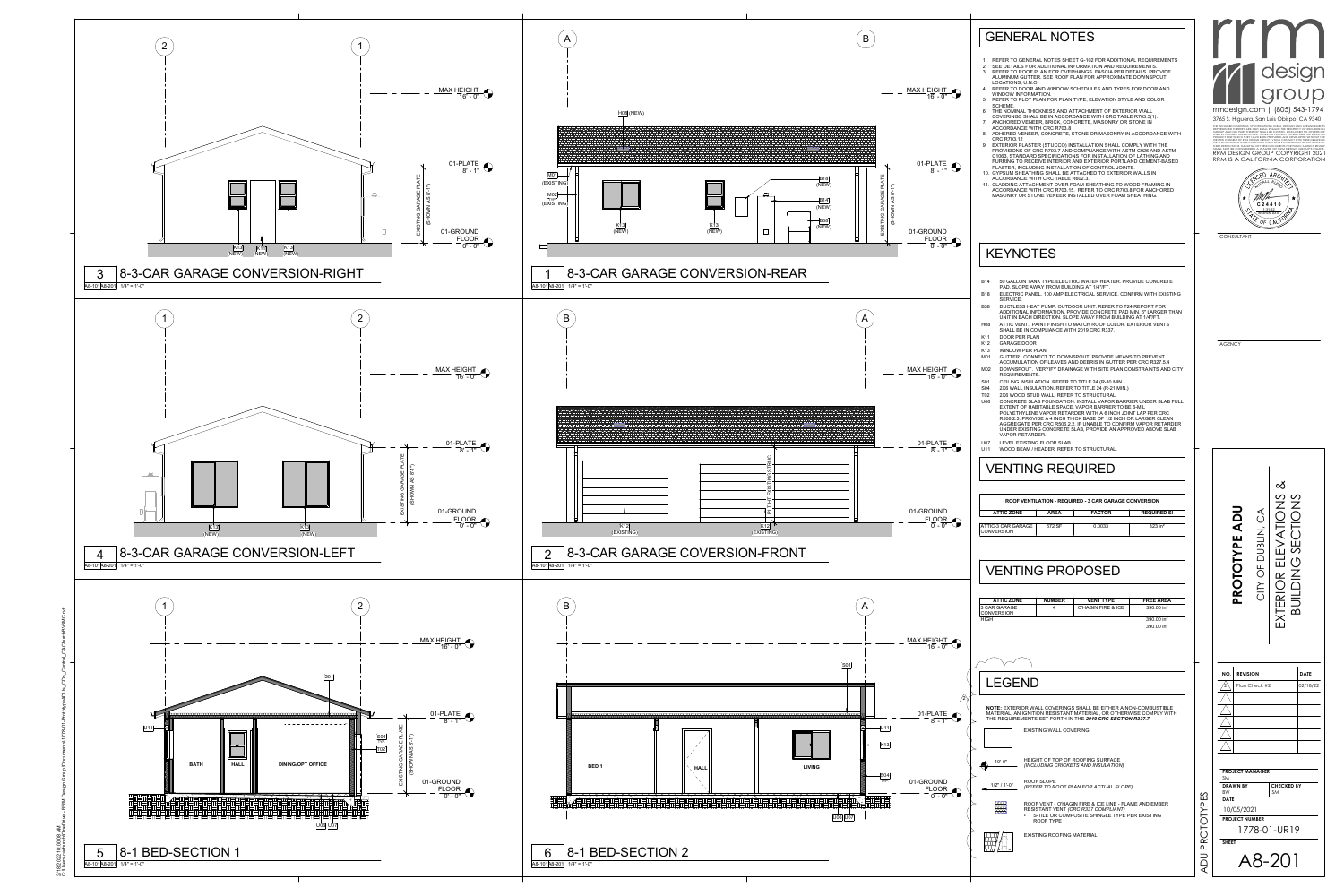## GENERAL NOTES

1. REFER TO GENERAL NOTES SHEET G-102 FOR ADDITIONAL REQUIREMENTS
2. SEE DETAILS FOR ADDITIONAL INFORMATION AND REQUIREMENTS.
3. REFER TO ROOF PLAN FOR OVERHANGS. FASCIA PER DETAILS. PROVIDE ALUMINUM GUTTER. SEE ROOF PLAN FOR APPROXIMATE DOWNSPOUT LOCATIONS, U.N.O.
4. REFER TO DOOR AND WINDOW SCHEDULES AND TYPES FOR DOOR AND WINDOW INFORMATION.
5. REFER TO PLOT PLAN FOR PLAN TYPE, ELEVATION STYLE AND COLOR SCHEME.
6. THE NOMINAL THICKNESS AND ATTACHMENT OF EXTERIOR WALL COVERINGS SHALL BE IN ACCORDANCE WITH CRC TABLE R703.3(1).
7. ANCHORED VENEER, BRICK, CONCRETE, MASONRY OR STONE IN ACCORDANCE WITH CRC R703.8
8. ADHERED VENEER, CONCRETE, STONE OR MASONRY IN ACCORDANCE WITH CRC R703.12
9. EXTERIOR PLASTER (STUCCO) INSTALLATION SHALL COMPLY WITH THE PROVISIONS OF CRC R703.7 AND COMPLIANCE WITH ASTM C926 AND ASTM C1063, STANDARD SPECIFICATIONS FOR INSTALLATION OF LATHING AND FURRING TO RECEIVE INTERIOR AND EXTERIOR PORTLAND CEMENT-BASED PLASTER, INCLUDING INSTALLATION OF CONTROL JOINTS.
10. GYPSUM SHEATHING SHALL BE ATTACHED TO EXTERIOR WALLS IN ACCORDANCE WITH CRC TABLE R602.3.
11. CLADDING ATTACHMENT OVER FOAM SHEATHING TO WOOD FRAMING IN ACCORDANCE WITH CRC R703.15. REFER TO CRC R703.8 FOR ANCHORED MASONRY OR STONE VENEER INSTALLED OVER FOAM SHEATHING.

## KEYNOTES

- B14 50 GALLON TANK TYPE ELECTRIC WATER HEATER. PROVIDE CONCRETE PAD. SLOPE AWAY FROM BUILDING AT 1/4"/FT.
- B18 ELECTRIC PANEL. 100 AMP ELECTRICAL SERVICE. CONFIRM WITH EXISTING SERVICE.
- B38 DUCTLESS HEAT PUMP. OUTDOOR UNIT. REFER TO T24 REPORT FOR ADDITIONAL INFORMATION. PROVIDE CONCRETE PAD MIN. 6" LARGER THAN UNIT IN EACH DIRECTION. SLOPE AWAY FROM BUILDING AT 1/4"/FT.
- H08 ATTIC VENT. PAINT FINISH TO MATCH ROOF COLOR. EXTERIOR VENTS SHALL BE IN COMPLIANCE WITH 2019 CRC R337.
- K11 DOOR PER PLAN
- K12 GARAGE DOOR
- K13 WINDOW PER PLAN
- M01 GUTTER. CONNECT TO DOWNSPOUT. PROVIDE MEANS TO PREVENT ACCUMULATION OF LEAVES AND DEBRIS IN GUTTER PER CRC R327.5.4
- M02 DOWNSPOUT. VERIFY DRAINAGE WITH SITE PLAN CONSTRAINTS AND CITY REQUIREMENTS.
- S01 CEILING INSULATION. REFER TO TITLE 24 (R-30 MIN.)
- S04 2X6 WALL INSULATION. REFER TO TITLE 24 (R-21 MIN.)
- T02 2X6 WOOD STUD WALL. REFER TO STRUCTURAL.
- U06 CONCRETE SLAB FOUNDATION. INSTALL VAPOR BARRIER UNDER SLAB FULL EXTENT OF HABITABLE SPACE. VAPOR BARRIER TO BE 6-MIL POLYETHYLENE VAPOR RETARDER WITH A 6 INCH JOINT LAP PER CRC R506.2.3. PROVIDE A 4 INCH THICK BASE OF 1/2 INCH OR LARGER CLEAN AGGREGATE PER CRC R506.2.2. IF UNABLE TO CONFIRM VAPOR RETARDER UNDER EXISTING CONCRETE SLAB, PROVIDE AN APPROVED ABOVE SLAB VAPOR RETARDER.
- U07 LEVEL EXISTING FLOOR SLAB
- U11 WOOD BEAM / HEADER, REFER TO STRUCTURAL.

## VENTING REQUIRED

| ROOF VENTILATION - REQUIRED - 3 CAR GARAGE CONVERSION | | | |
|---|---|---|---|
| ATTIC ZONE | AREA | FACTOR | REQUIRED SI |
| ATTIC-3 CAR GARAGE CONVERSION | 672 SF | 0.0033 | 323 in² |

## VENTING PROPOSED

| ATTIC ZONE | NUMBER | VENT TYPE | FREE AREA |
|---|---|---|---|
| 3 CAR GARAGE CONVERSION | 4 | O'HAGIN FIRE & ICE | 390.00 in² |
| HIGH | | | 390.00 in² |
| | | | 390.00 in² |

## LEGEND

**NOTE:** EXTERIOR WALL COVERINGS SHALL BE EITHER A NON-COMBUSTIBLE MATERIAL, AN IGNITION RESISTANT MATERIAL, OR OTHERWISE COMPLY WITH THE REQUIREMENTS SET FORTH IN THE ***2019 CRC SECTION R337.7.***

- EXISTING WALL COVERING
- 10'-0" — HEIGHT OF TOP OF ROOFING SURFACE *(INCLUDING CRICKETS AND INSULATION)*
- 1/2" / 1'-0" — ROOF SLOPE *(REFER TO ROOF PLAN FOR ACTUAL SLOPE)*
- ROOF VENT - O'HAGIN FIRE & ICE LINE - FLAME AND EMBER RESISTANT VENT *(CRC R337 COMPLIANT)*
  - S-TILE OR COMPOSITE SHINGLE TYPE PER EXISTING ROOF TYPE
- EXISTING ROOFING MATERIAL

## Drawings

3 — 8-3-CAR GARAGE CONVERSION-RIGHT — 1/4" = 1'-0"

1 — 8-3-CAR GARAGE CONVERSION-REAR — 1/4" = 1'-0"

4 — 8-3-CAR GARAGE CONVERSION-LEFT — 1/4" = 1'-0"

2 — 8-3-CAR GARAGE COVERSION-FRONT — 1/4" = 1'-0"

5 — 8-1 BED-SECTION 1 — 1/4" = 1'-0"

6 — 8-1 BED-SECTION 2 — 1/4" = 1'-0"

MAX HEIGHT 16' - 0"
01-PLATE 8' - 1"
01-GROUND FLOOR 0' - 0"
EXISTING GARAGE PLATE (SHOWN AS 8'-1")

rrm design group
rrmdesign.com | (805) 543-1794
3765 S. Higuera, San Luis Obispo, CA 93401
RRM DESIGN GROUP COPYRIGHT 2021
RRM IS A CALIFORNIA CORPORATION

LICENSED ARCHITECT — C 24410 — STATE OF CALIFORNIA

CONSULTANT

AGENCY

**PROTOTYPE ADU**
CITY OF DUBLIN, CA
EXTERIOR ELEVATIONS & BUILDING SECTIONS

| NO. | REVISION | DATE |
|---|---|---|
| 2 | Plan Check #2 | 02/18/22 |

PROJECT MANAGER: SM
DRAWN BY: BW
CHECKED BY: SM
DATE: 10/05/2021
PROJECT NUMBER: 1778-01-UR19
SHEET: A8-201

ADU PROTOTYPES